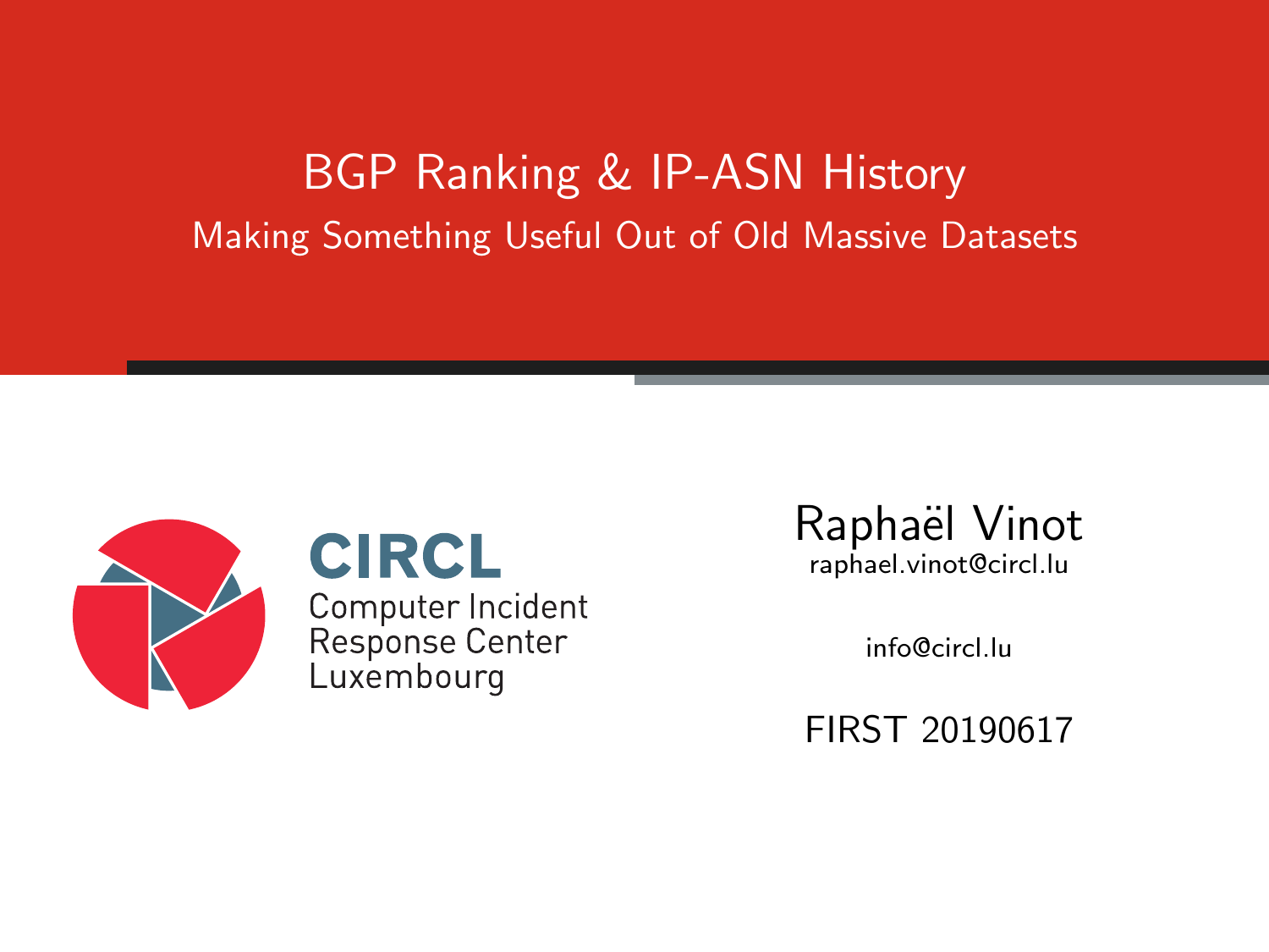# BGP Ranking & IP-ASN History

## Making Something Useful Out of Old Massive Datasets

CIRCL
Computer Incident Response Center Luxembourg

Raphaël Vinot
raphael.vinot@circl.lu

info@circl.lu

FIRST 20190617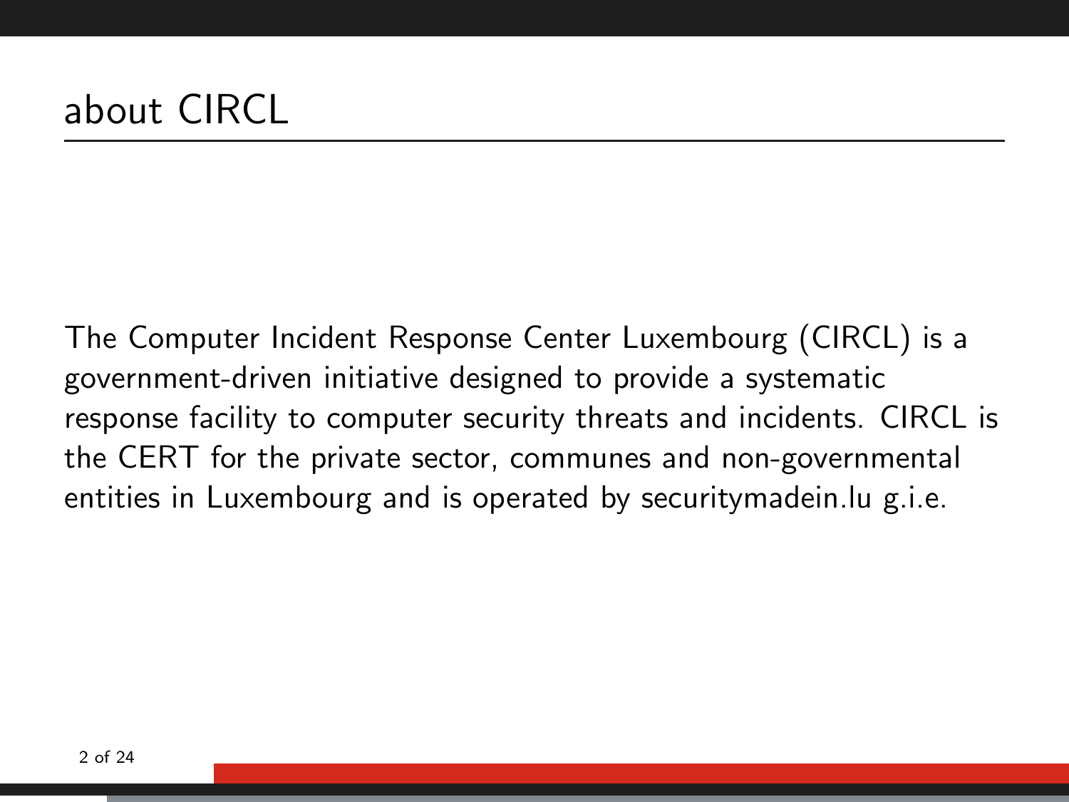# about CIRCL

The Computer Incident Response Center Luxembourg (CIRCL) is a government-driven initiative designed to provide a systematic response facility to computer security threats and incidents. CIRCL is the CERT for the private sector, communes and non-governmental entities in Luxembourg and is operated by securitymadein.lu g.i.e.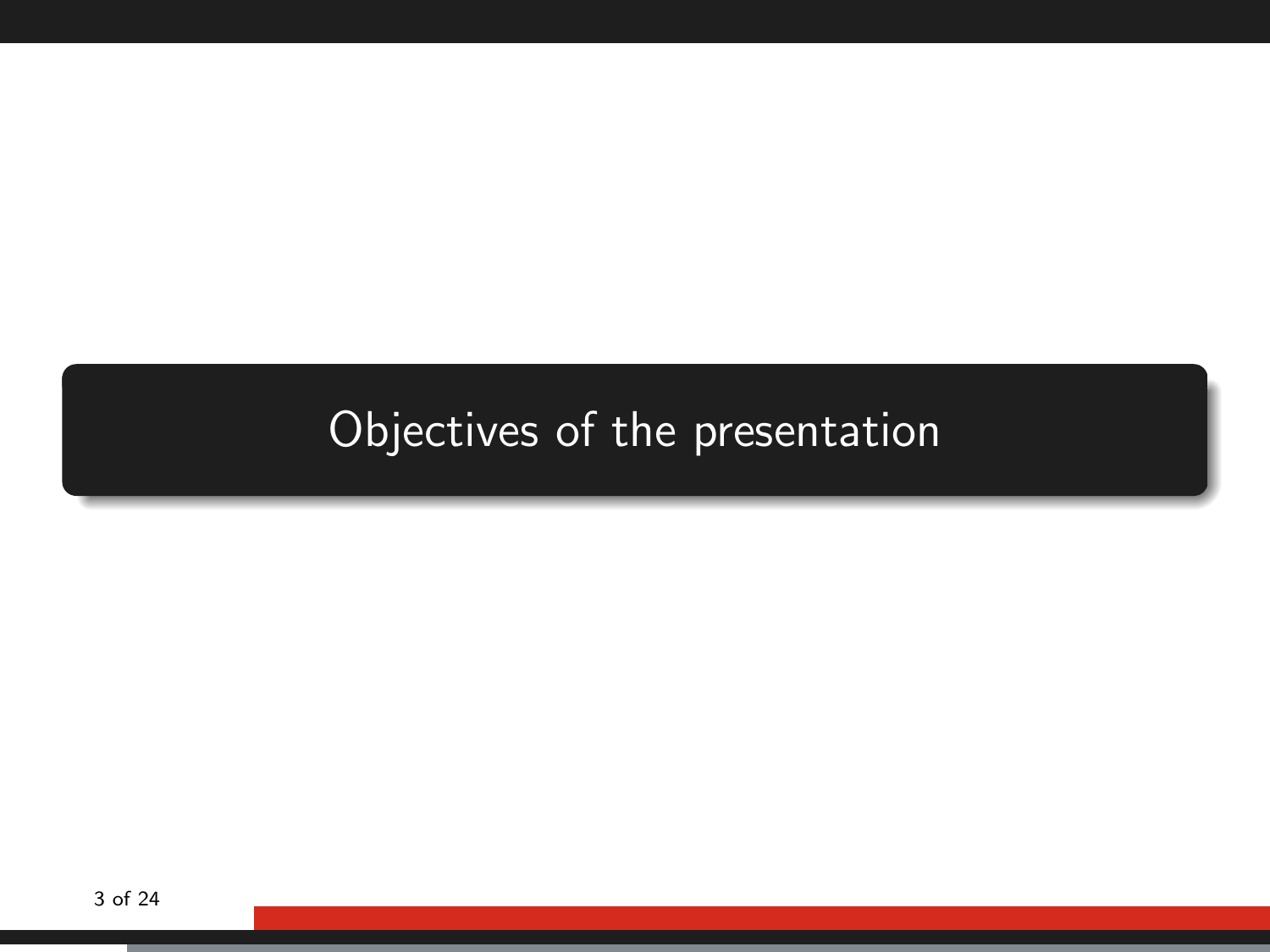# Objectives of the presentation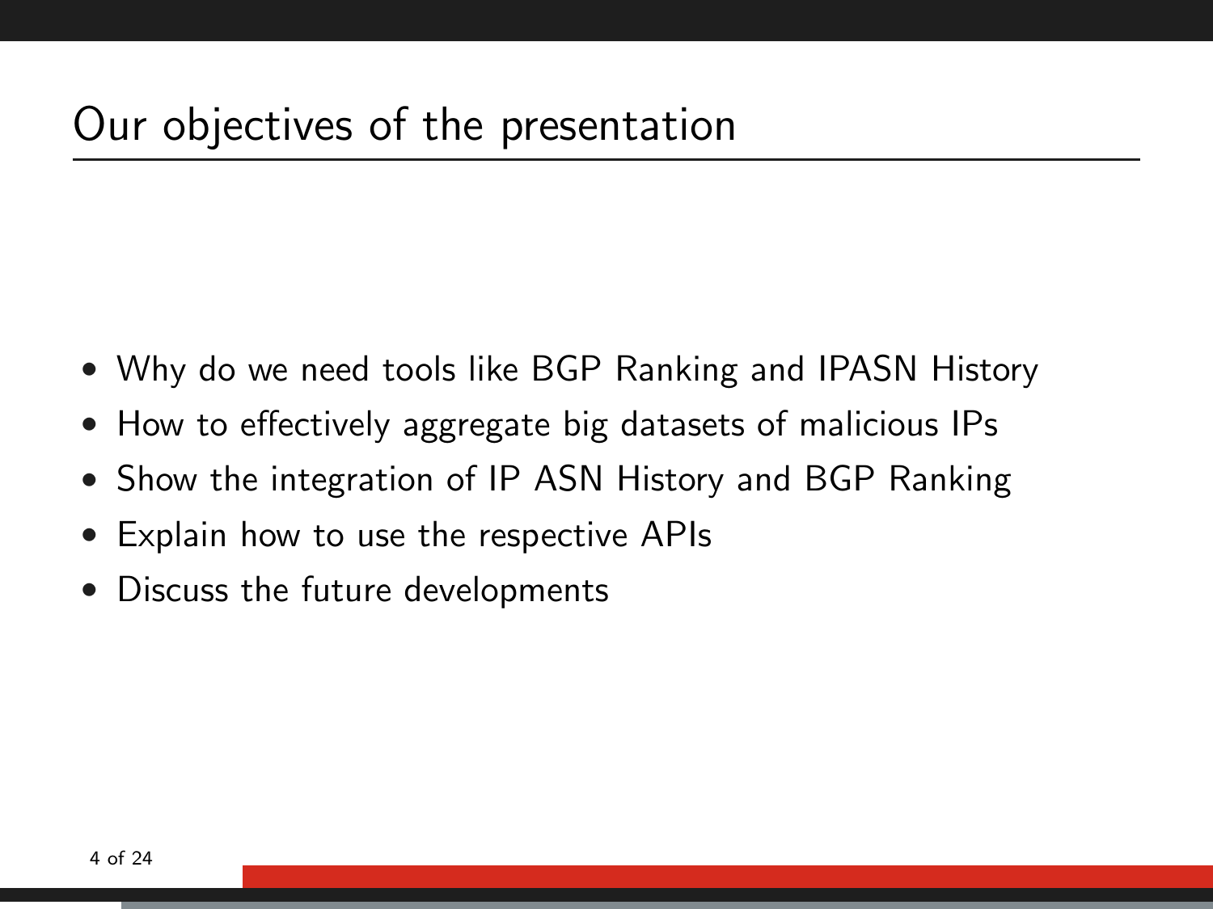# Our objectives of the presentation

- Why do we need tools like BGP Ranking and IPASN History
- How to effectively aggregate big datasets of malicious IPs
- Show the integration of IP ASN History and BGP Ranking
- Explain how to use the respective APIs
- Discuss the future developments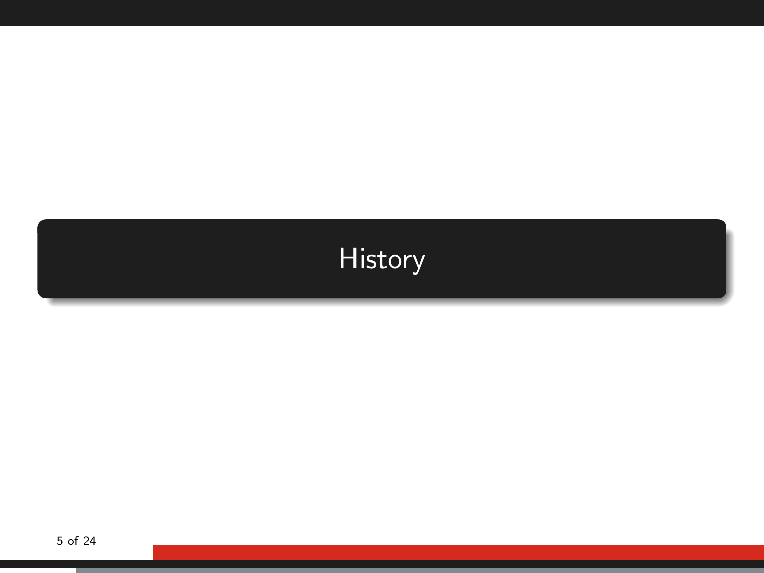# History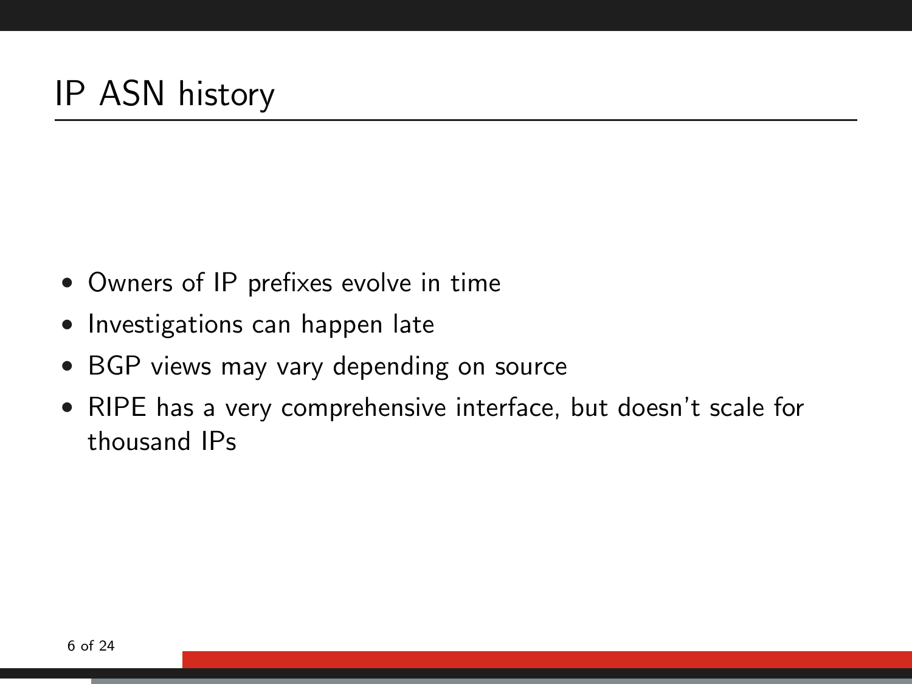# IP ASN history

- Owners of IP prefixes evolve in time
- Investigations can happen late
- BGP views may vary depending on source
- RIPE has a very comprehensive interface, but doesn't scale for thousand IPs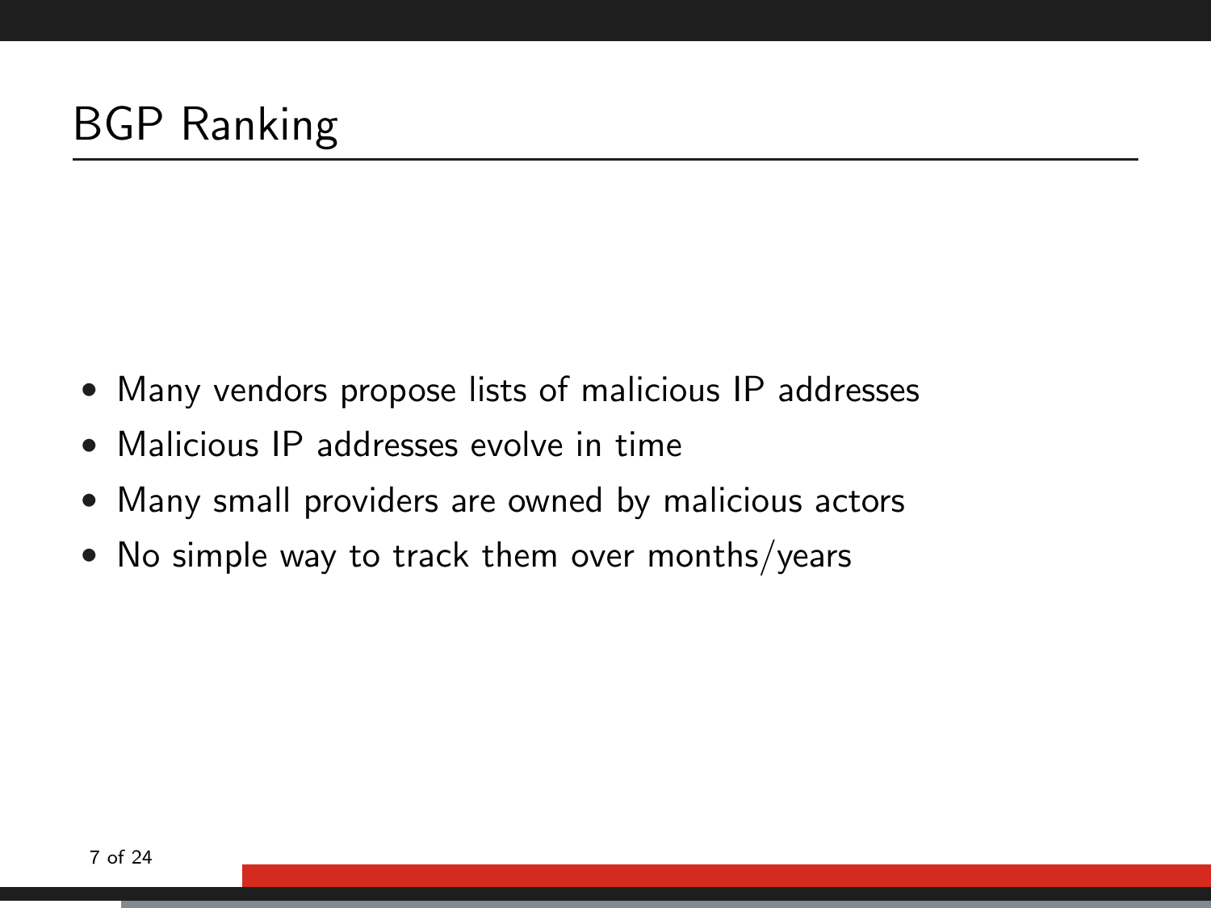# BGP Ranking

- Many vendors propose lists of malicious IP addresses
- Malicious IP addresses evolve in time
- Many small providers are owned by malicious actors
- No simple way to track them over months/years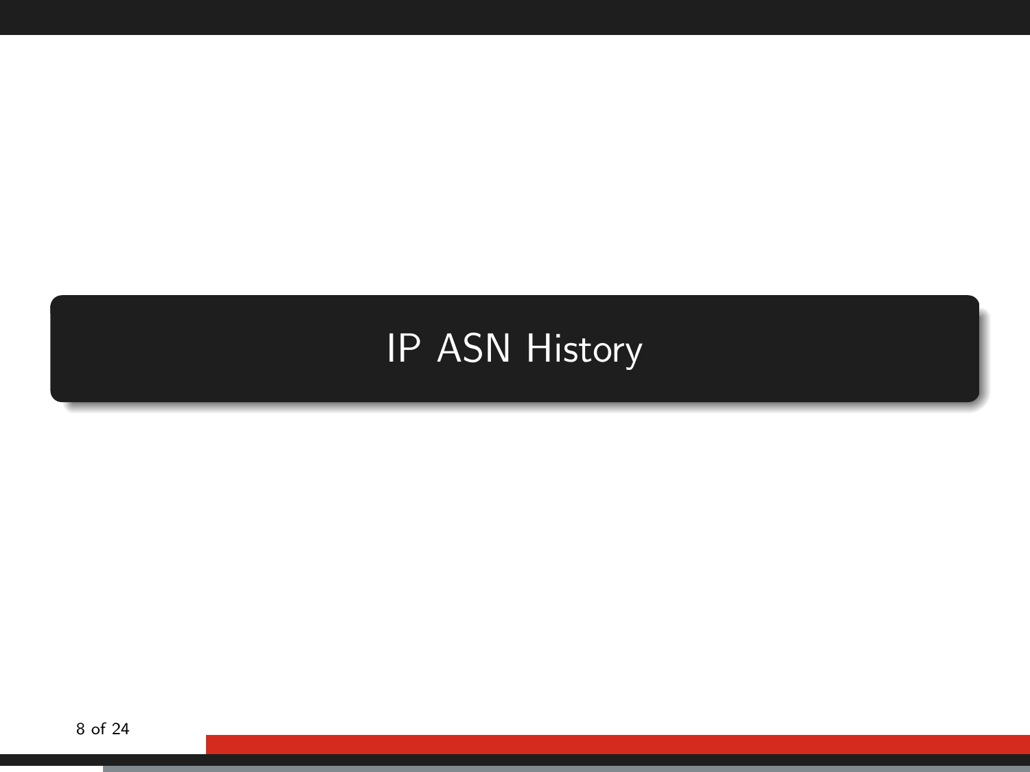# IP ASN History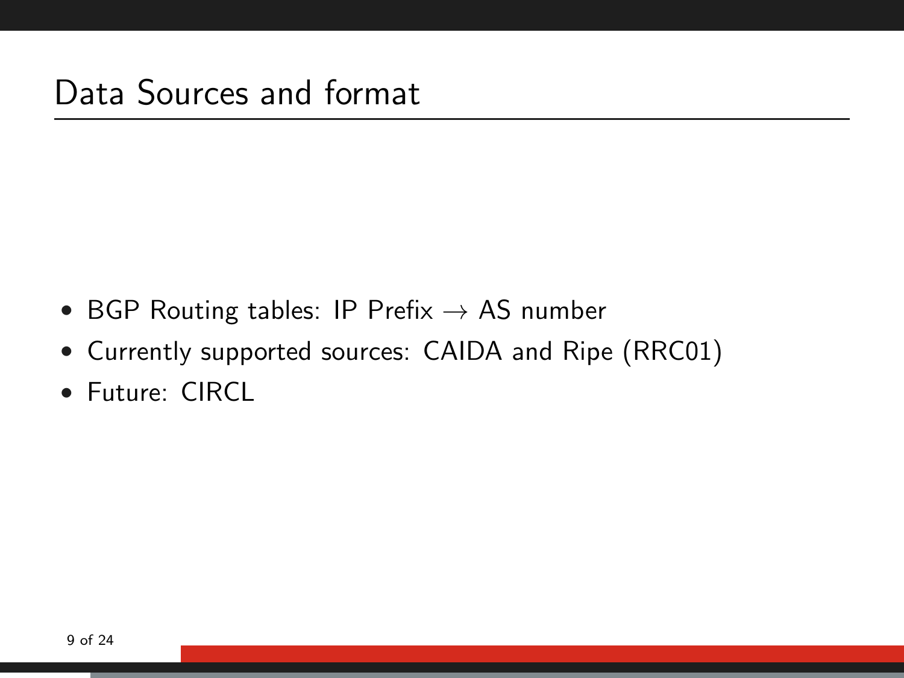# Data Sources and format

- BGP Routing tables: IP Prefix $\rightarrow$ AS number
- Currently supported sources: CAIDA and Ripe (RRC01)
- Future: CIRCL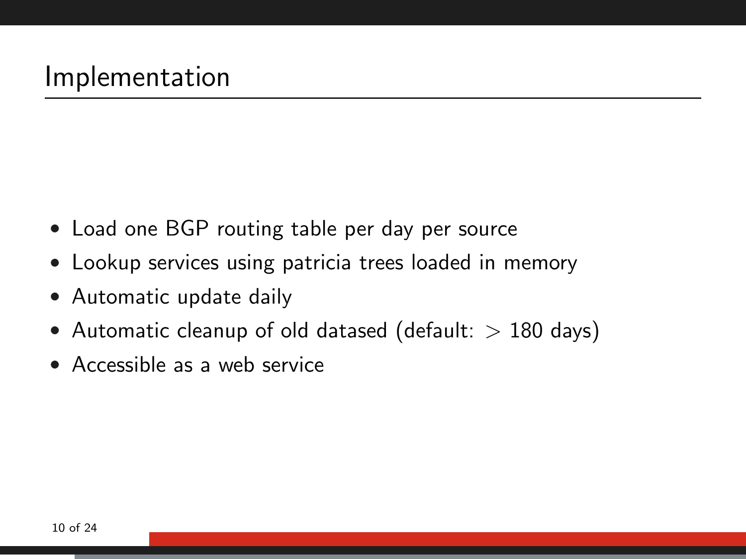# Implementation

- Load one BGP routing table per day per source
- Lookup services using patricia trees loaded in memory
- Automatic update daily
- Automatic cleanup of old datased (default: $>$ 180 days)
- Accessible as a web service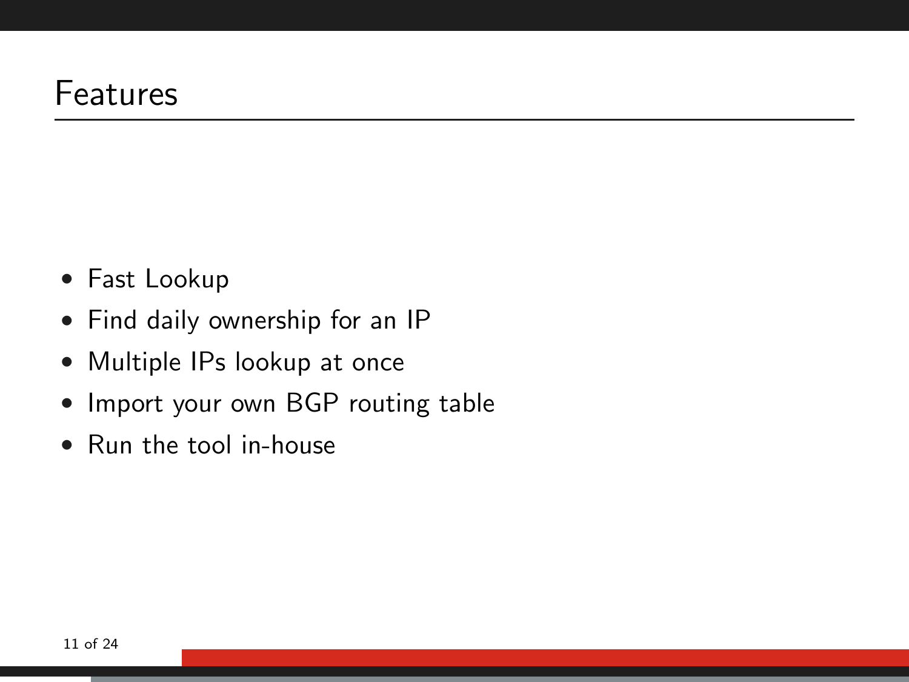# Features

- Fast Lookup
- Find daily ownership for an IP
- Multiple IPs lookup at once
- Import your own BGP routing table
- Run the tool in-house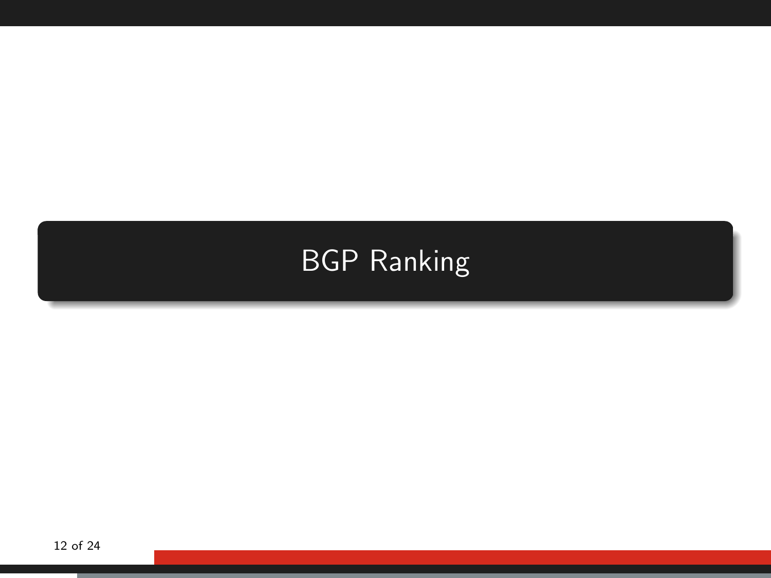# BGP Ranking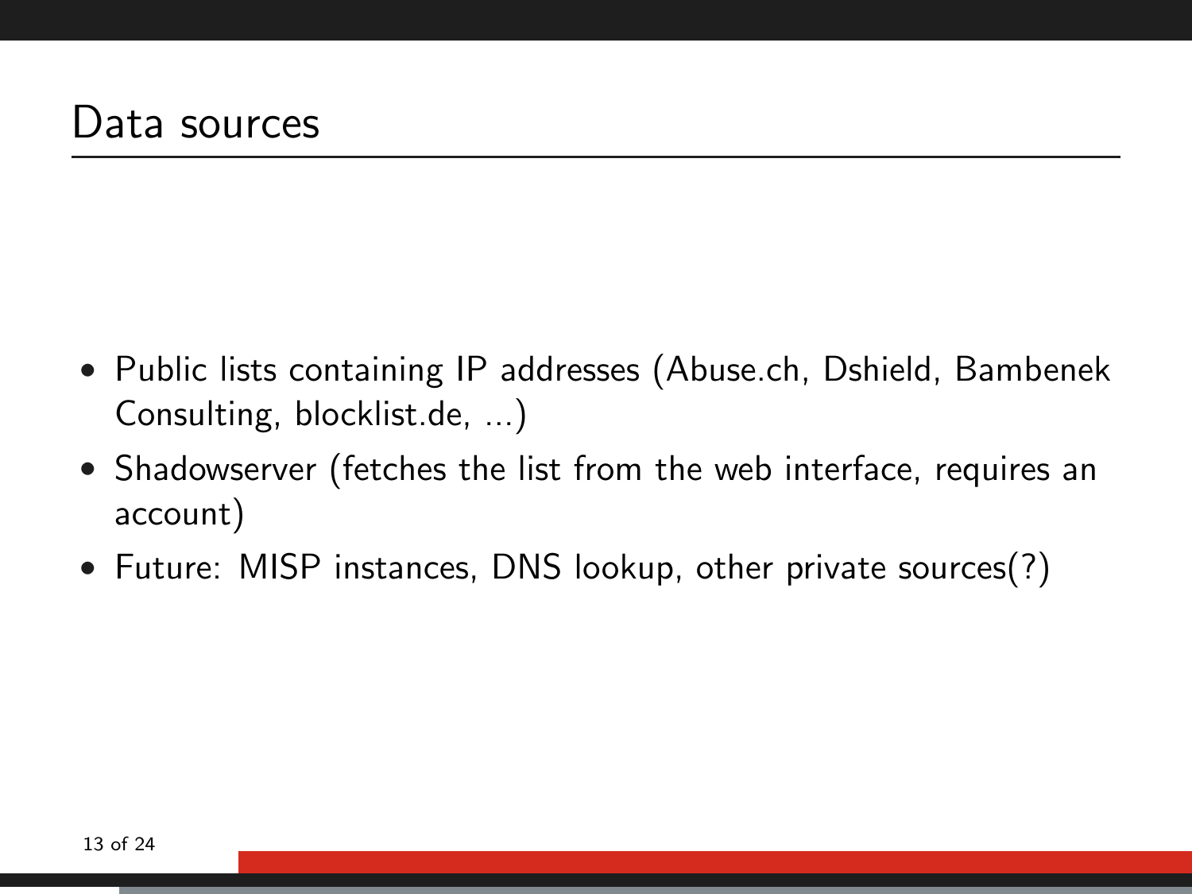## Data sources

- Public lists containing IP addresses (Abuse.ch, Dshield, Bambenek Consulting, blocklist.de, ...)
- Shadowserver (fetches the list from the web interface, requires an account)
- Future: MISP instances, DNS lookup, other private sources(?)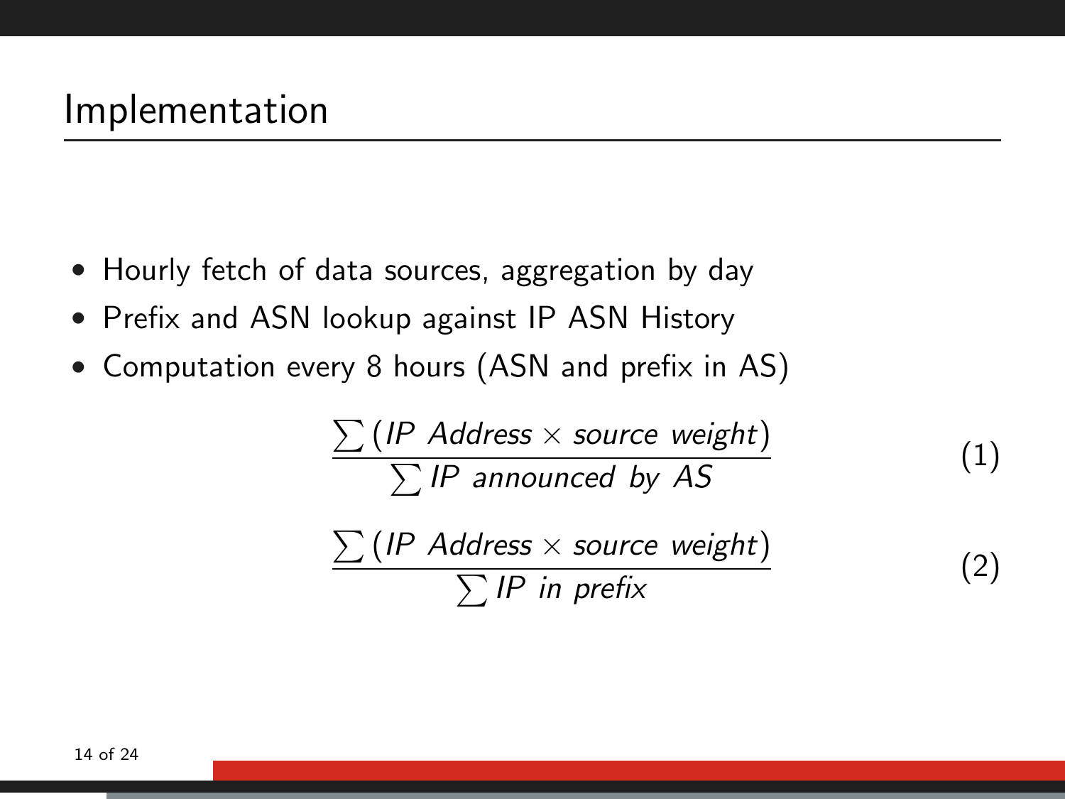## Implementation

- Hourly fetch of data sources, aggregation by day
- Prefix and ASN lookup against IP ASN History
- Computation every 8 hours (ASN and prefix in AS)

$$\frac{\sum (IP\ Address \times source\ weight)}{\sum IP\ announced\ by\ AS} \tag{1}$$

$$\frac{\sum (IP\ Address \times source\ weight)}{\sum IP\ in\ prefix} \tag{2}$$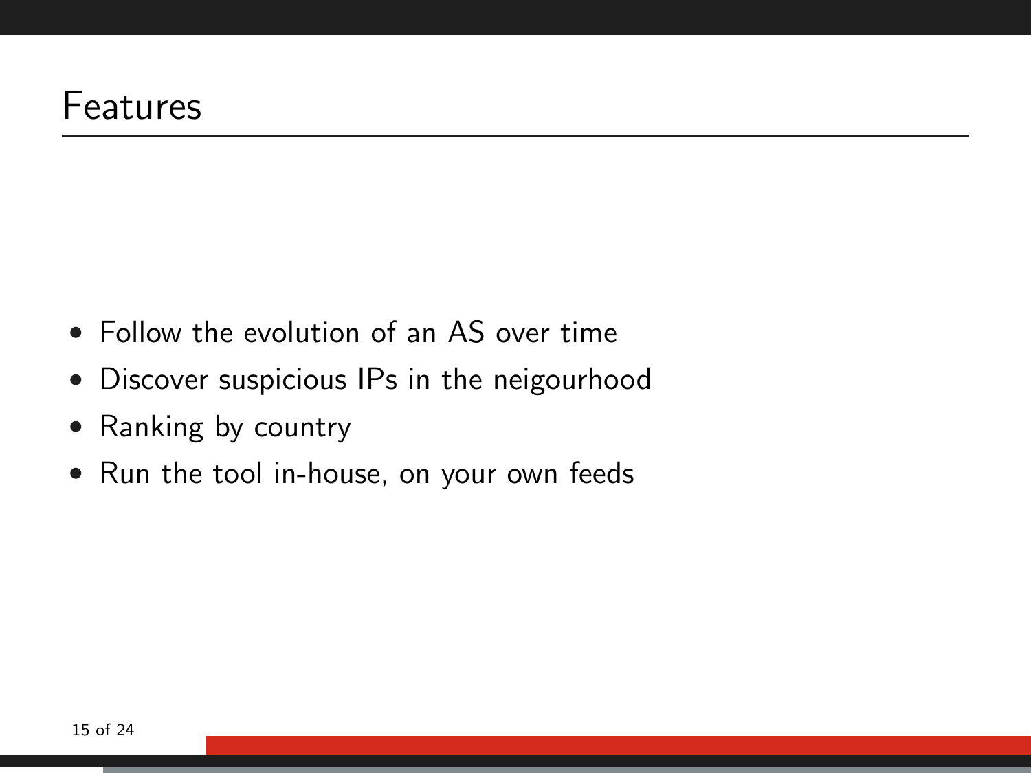# Features

- Follow the evolution of an AS over time
- Discover suspicious IPs in the neigourhood
- Ranking by country
- Run the tool in-house, on your own feeds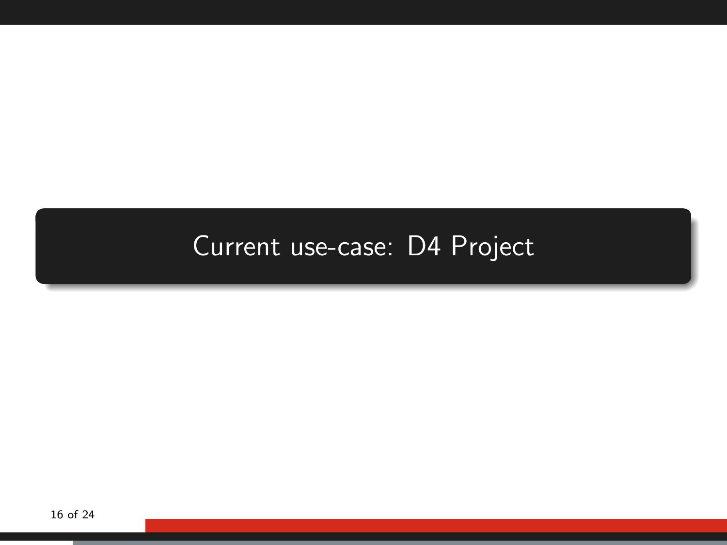# Current use-case: D4 Project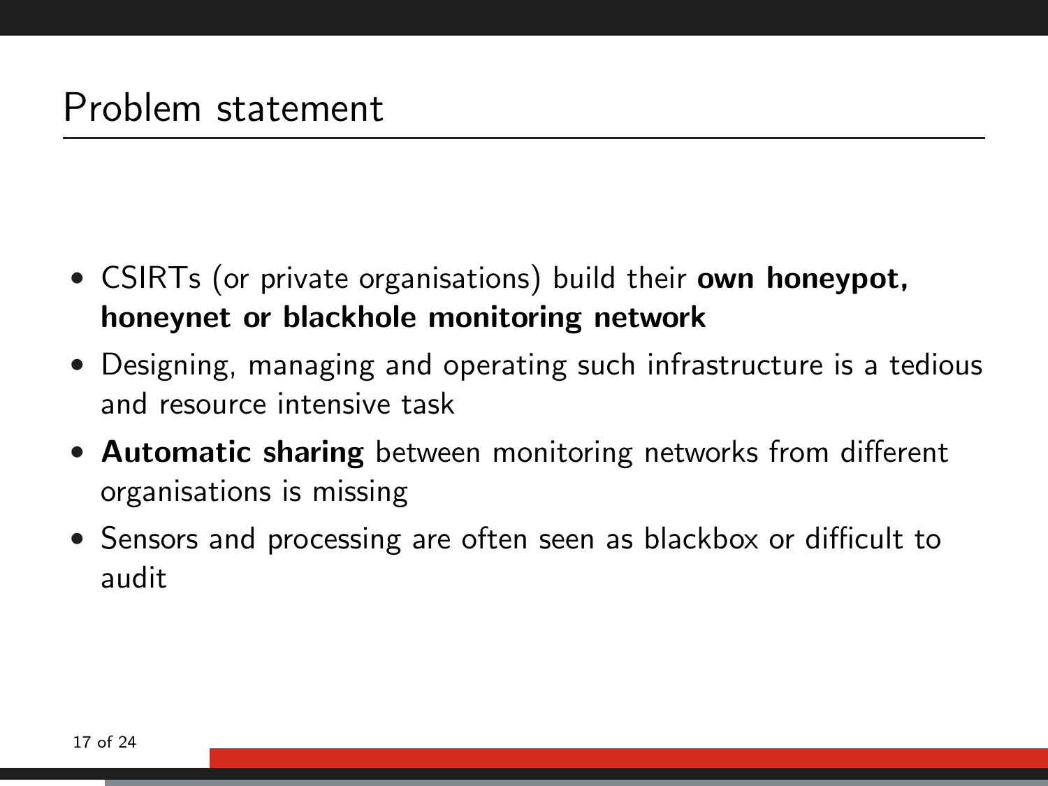# Problem statement

- CSIRTs (or private organisations) build their **own honeypot, honeynet or blackhole monitoring network**
- Designing, managing and operating such infrastructure is a tedious and resource intensive task
- **Automatic sharing** between monitoring networks from different organisations is missing
- Sensors and processing are often seen as blackbox or difficult to audit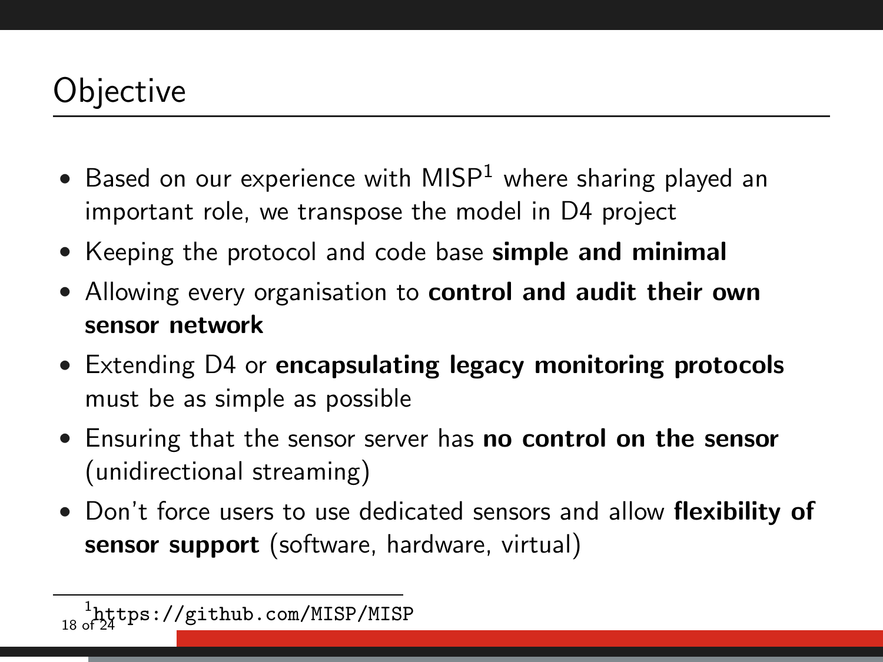# Objective

- Based on our experience with MISP[1] where sharing played an important role, we transpose the model in D4 project
- Keeping the protocol and code base **simple and minimal**
- Allowing every organisation to **control and audit their own sensor network**
- Extending D4 or **encapsulating legacy monitoring protocols** must be as simple as possible
- Ensuring that the sensor server has **no control on the sensor** (unidirectional streaming)
- Don't force users to use dedicated sensors and allow **flexibility of sensor support** (software, hardware, virtual)

[1] `https://github.com/MISP/MISP`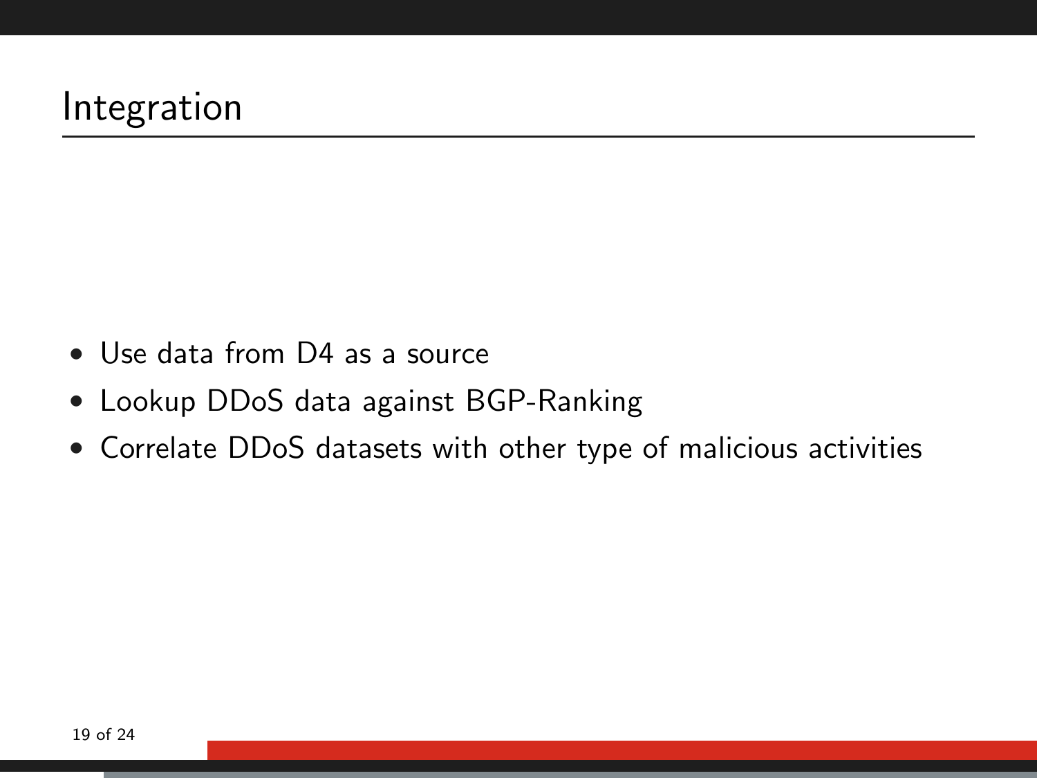# Integration

- Use data from D4 as a source
- Lookup DDoS data against BGP-Ranking
- Correlate DDoS datasets with other type of malicious activities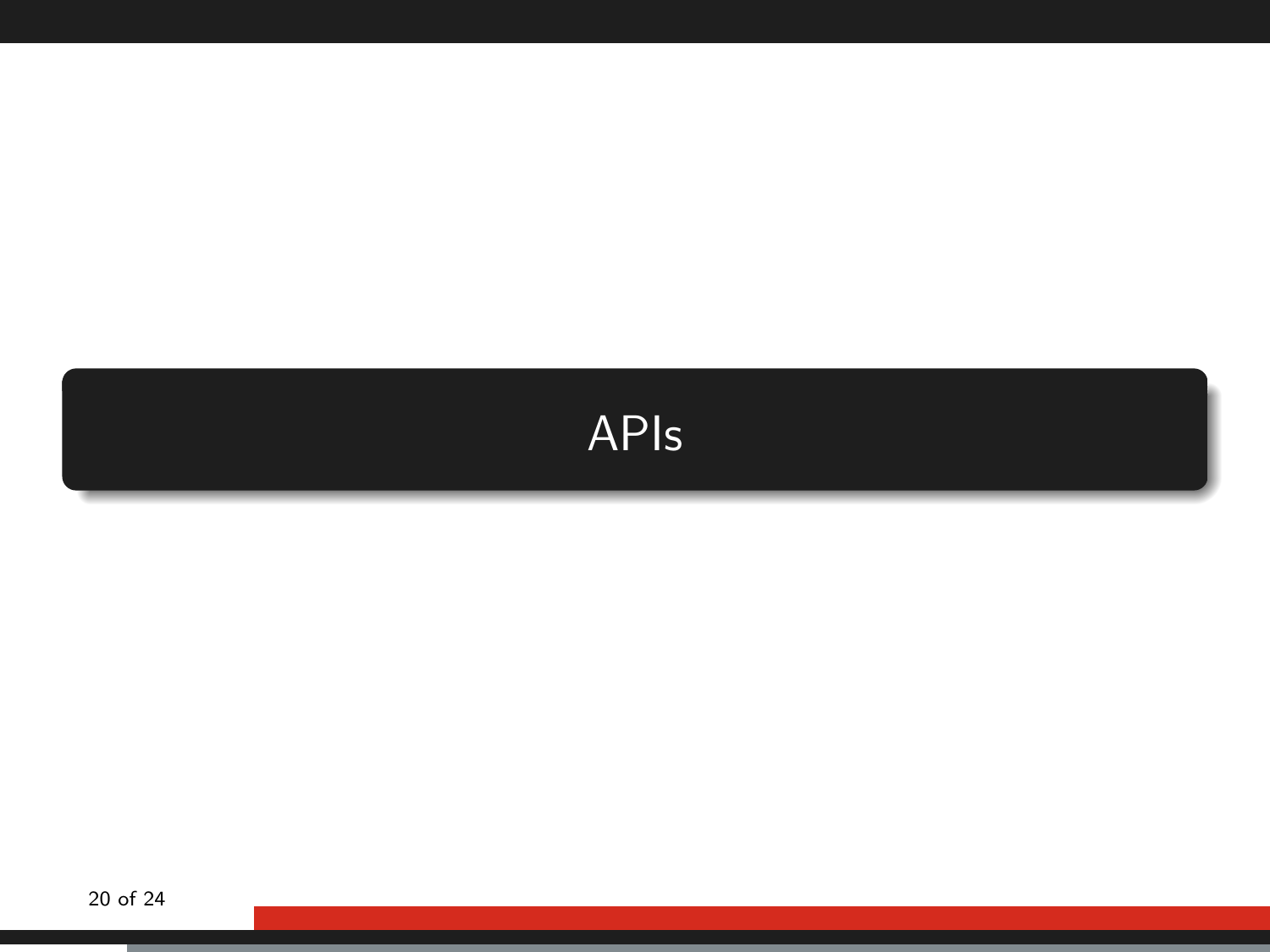# APIs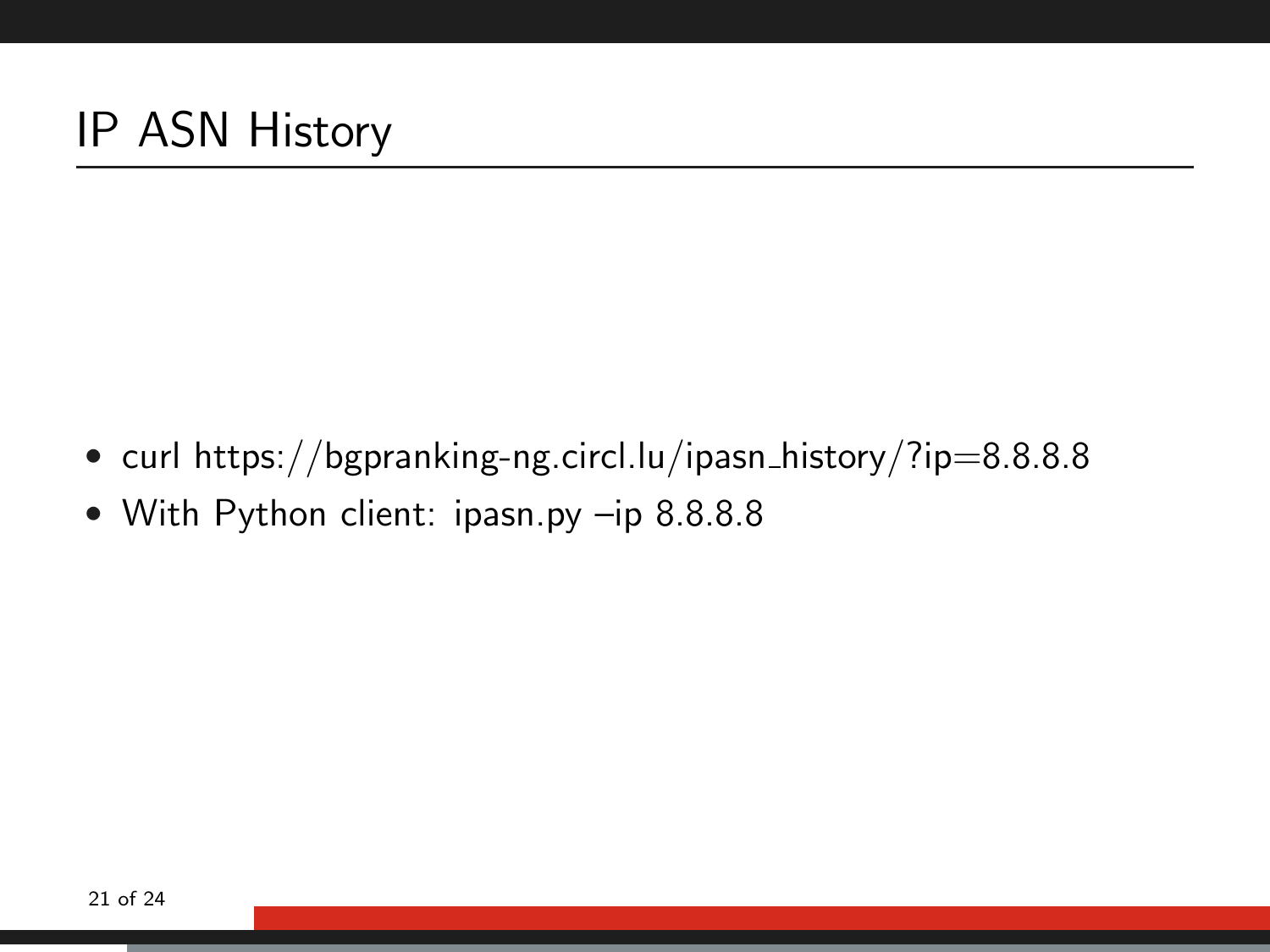# IP ASN History

- curl https://bgpranking-ng.circl.lu/ipasn_history/?ip=8.8.8.8
- With Python client: ipasn.py –ip 8.8.8.8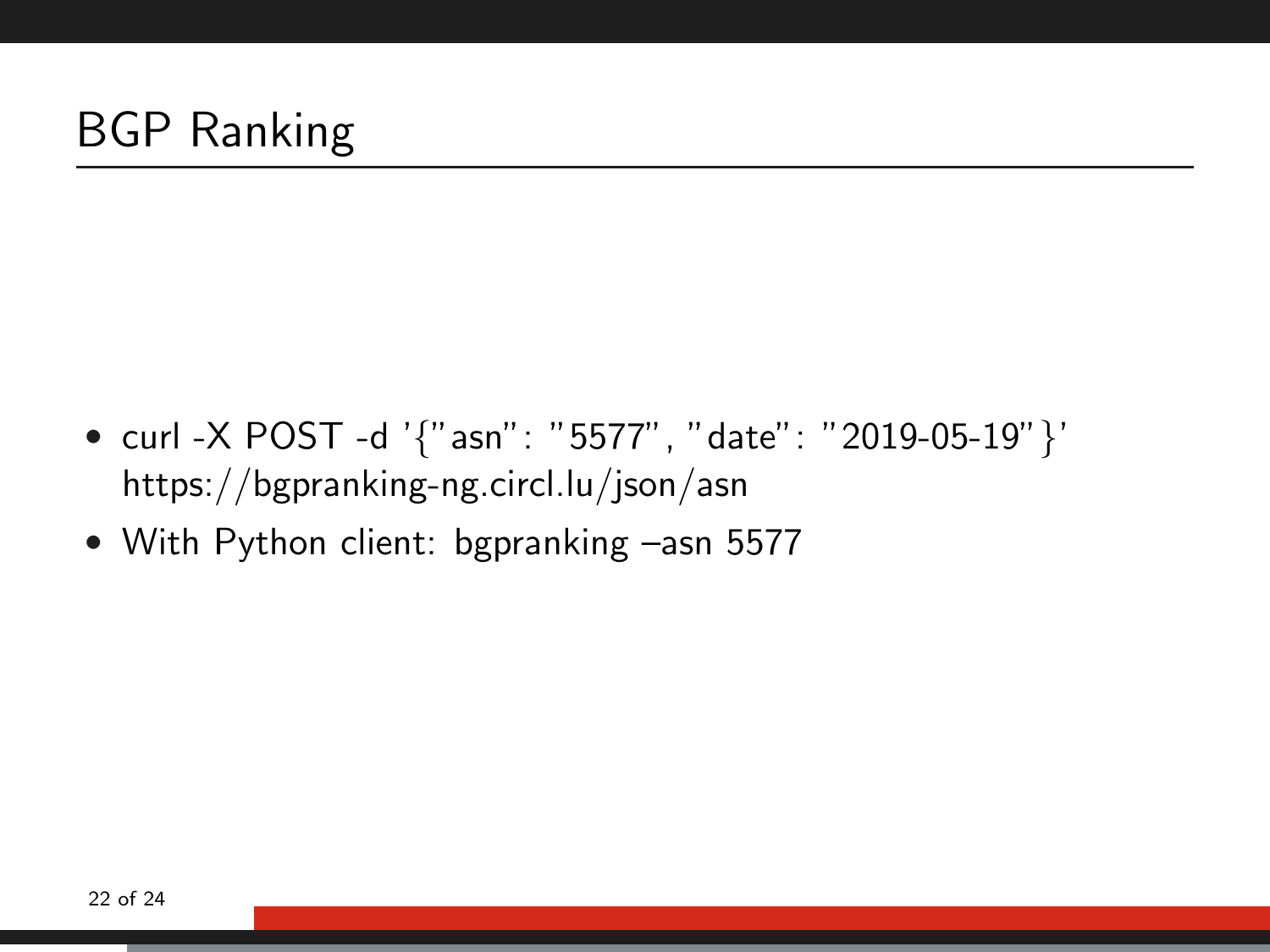# BGP Ranking

- curl -X POST -d '{"asn": "5577", "date": "2019-05-19"}' https://bgpranking-ng.circl.lu/json/asn
- With Python client: bgpranking –asn 5577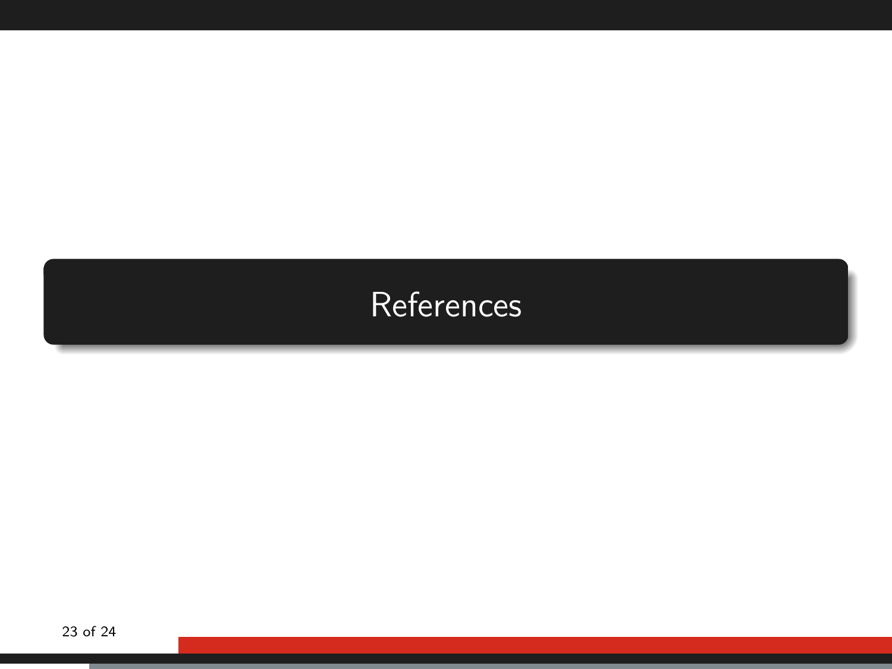# References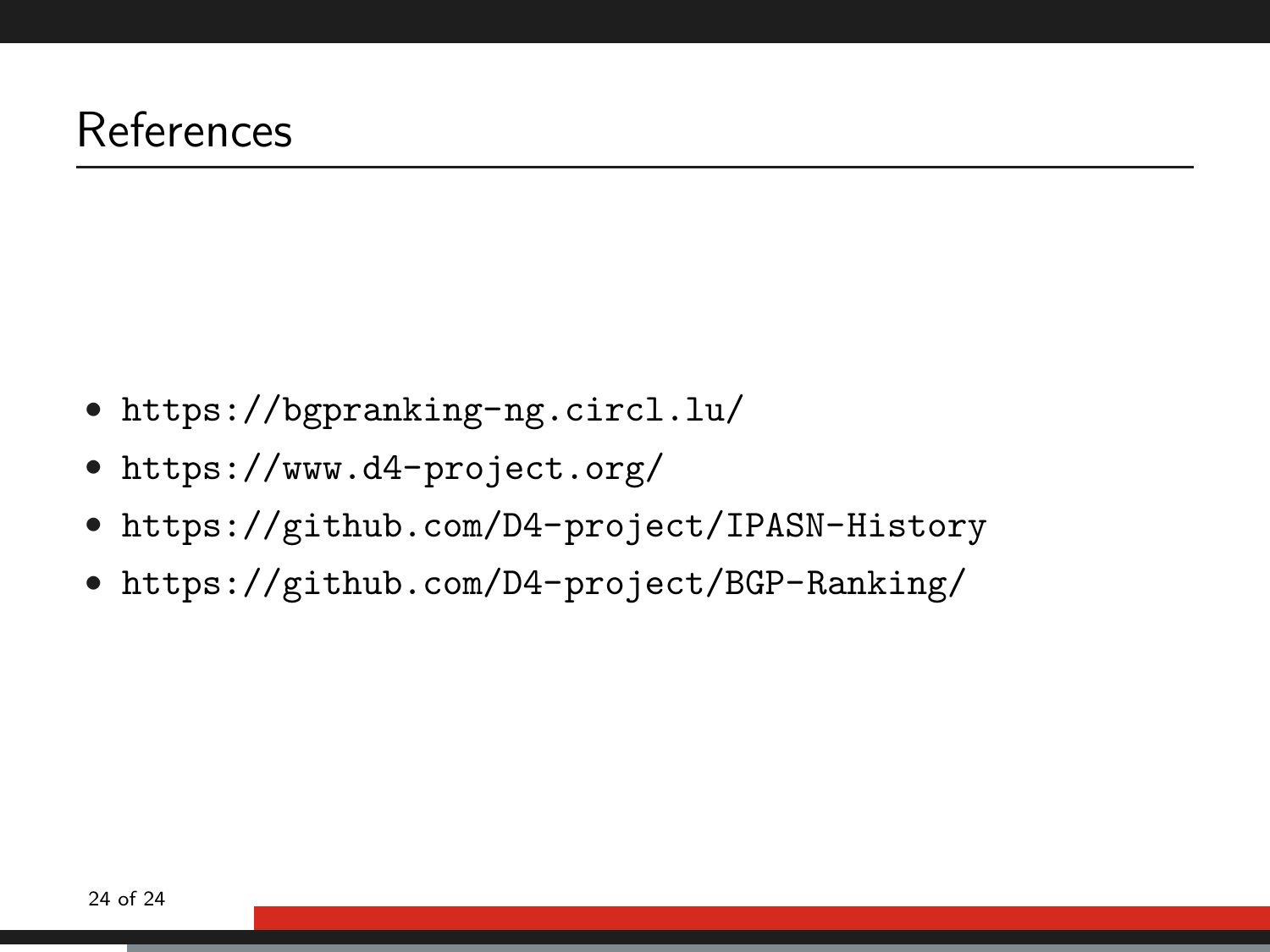# References

- https://bgpranking-ng.circl.lu/
- https://www.d4-project.org/
- https://github.com/D4-project/IPASN-History
- https://github.com/D4-project/BGP-Ranking/